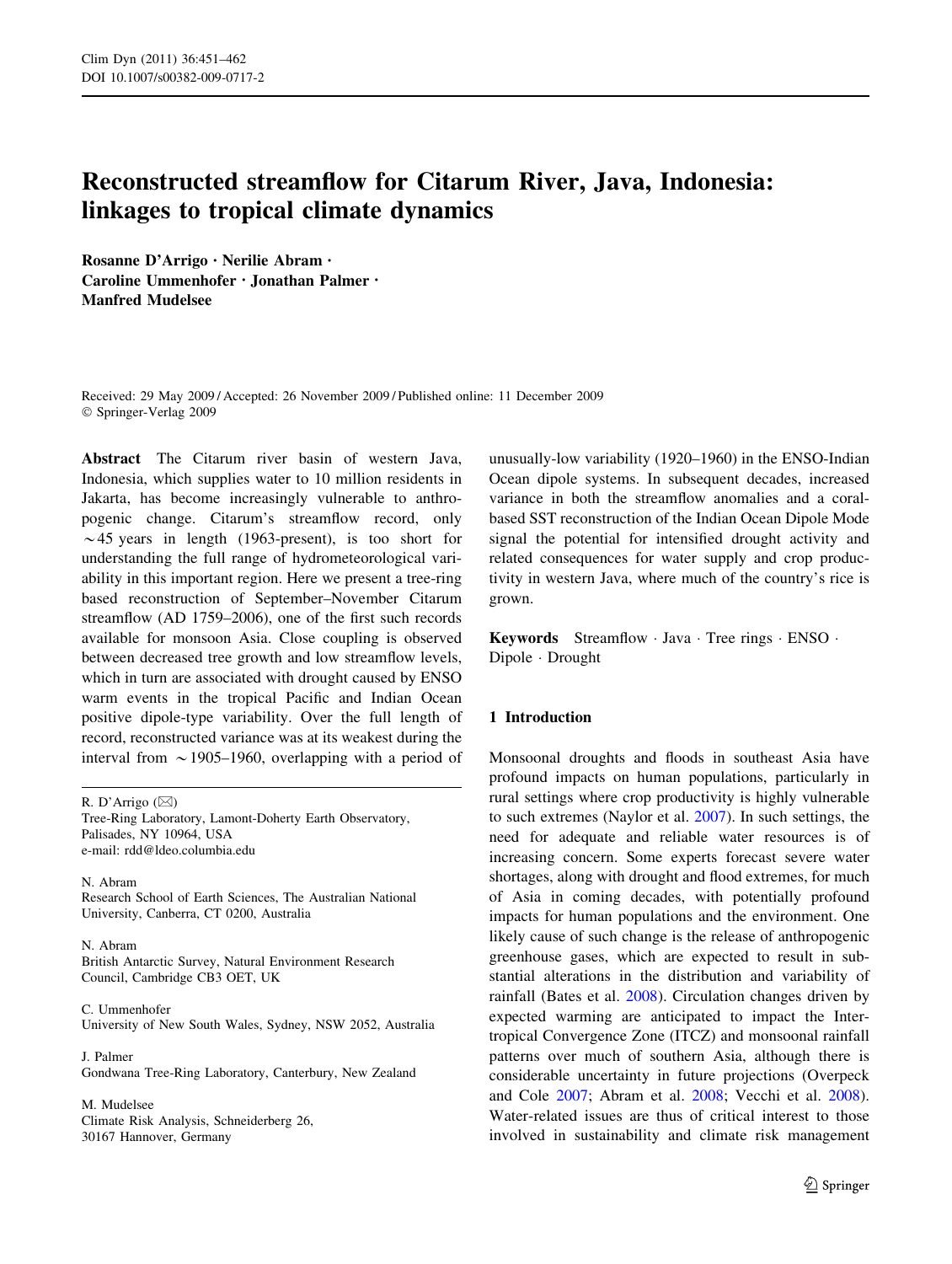# Reconstructed streamflow for Citarum River, Java, Indonesia: linkages to tropical climate dynamics

**Rosanne D'Arrigo · Nerilie Abram · Caroline Ummenhofer · Jonathan Palmer · Manfred Mudelsee**

Received: 29 May 2009 / Accepted: 26 November 2009 / Published online: 11 December 2009
© Springer-Verlag 2009

**Abstract** The Citarum river basin of western Java, Indonesia, which supplies water to 10 million residents in Jakarta, has become increasingly vulnerable to anthropogenic change. Citarum's streamflow record, only ~45 years in length (1963-present), is too short for understanding the full range of hydrometeorological variability in this important region. Here we present a tree-ring based reconstruction of September–November Citarum streamflow (AD 1759–2006), one of the first such records available for monsoon Asia. Close coupling is observed between decreased tree growth and low streamflow levels, which in turn are associated with drought caused by ENSO warm events in the tropical Pacific and Indian Ocean positive dipole-type variability. Over the full length of record, reconstructed variance was at its weakest during the interval from ~1905–1960, overlapping with a period of unusually-low variability (1920–1960) in the ENSO-Indian Ocean dipole systems. In subsequent decades, increased variance in both the streamflow anomalies and a coral-based SST reconstruction of the Indian Ocean Dipole Mode signal the potential for intensified drought activity and related consequences for water supply and crop productivity in western Java, where much of the country's rice is grown.

**Keywords** Streamflow · Java · Tree rings · ENSO · Dipole · Drought

R. D'Arrigo (✉)
Tree-Ring Laboratory, Lamont-Doherty Earth Observatory, Palisades, NY 10964, USA
e-mail: rdd@ldeo.columbia.edu

N. Abram
Research School of Earth Sciences, The Australian National University, Canberra, CT 0200, Australia

N. Abram
British Antarctic Survey, Natural Environment Research Council, Cambridge CB3 OET, UK

C. Ummenhofer
University of New South Wales, Sydney, NSW 2052, Australia

J. Palmer
Gondwana Tree-Ring Laboratory, Canterbury, New Zealand

M. Mudelsee
Climate Risk Analysis, Schneiderberg 26, 30167 Hannover, Germany

## 1 Introduction

Monsoonal droughts and floods in southeast Asia have profound impacts on human populations, particularly in rural settings where crop productivity is highly vulnerable to such extremes (Naylor et al. 2007). In such settings, the need for adequate and reliable water resources is of increasing concern. Some experts forecast severe water shortages, along with drought and flood extremes, for much of Asia in coming decades, with potentially profound impacts for human populations and the environment. One likely cause of such change is the release of anthropogenic greenhouse gases, which are expected to result in substantial alterations in the distribution and variability of rainfall (Bates et al. 2008). Circulation changes driven by expected warming are anticipated to impact the Intertropical Convergence Zone (ITCZ) and monsoonal rainfall patterns over much of southern Asia, although there is considerable uncertainty in future projections (Overpeck and Cole 2007; Abram et al. 2008; Vecchi et al. 2008). Water-related issues are thus of critical interest to those involved in sustainability and climate risk management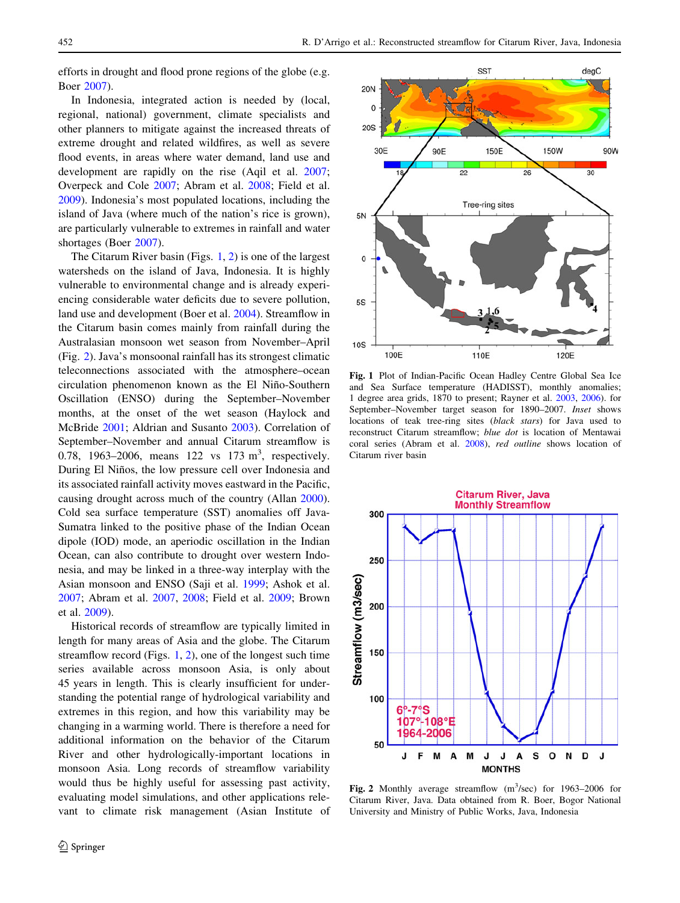efforts in drought and flood prone regions of the globe (e.g. Boer 2007).

In Indonesia, integrated action is needed by (local, regional, national) government, climate specialists and other planners to mitigate against the increased threats of extreme drought and related wildfires, as well as severe flood events, in areas where water demand, land use and development are rapidly on the rise (Aqil et al. 2007; Overpeck and Cole 2007; Abram et al. 2008; Field et al. 2009). Indonesia's most populated locations, including the island of Java (where much of the nation's rice is grown), are particularly vulnerable to extremes in rainfall and water shortages (Boer 2007).

The Citarum River basin (Figs. 1, 2) is one of the largest watersheds on the island of Java, Indonesia. It is highly vulnerable to environmental change and is already experiencing considerable water deficits due to severe pollution, land use and development (Boer et al. 2004). Streamflow in the Citarum basin comes mainly from rainfall during the Australasian monsoon wet season from November–April (Fig. 2). Java's monsoonal rainfall has its strongest climatic teleconnections associated with the atmosphere–ocean circulation phenomenon known as the El Niño-Southern Oscillation (ENSO) during the September–November months, at the onset of the wet season (Haylock and McBride 2001; Aldrian and Susanto 2003). Correlation of September–November and annual Citarum streamflow is 0.78, 1963–2006, means 122 vs 173 $m^3$, respectively. During El Niños, the low pressure cell over Indonesia and its associated rainfall activity moves eastward in the Pacific, causing drought across much of the country (Allan 2000). Cold sea surface temperature (SST) anomalies off Java-Sumatra linked to the positive phase of the Indian Ocean dipole (IOD) mode, an aperiodic oscillation in the Indian Ocean, can also contribute to drought over western Indonesia, and may be linked in a three-way interplay with the Asian monsoon and ENSO (Saji et al. 1999; Ashok et al. 2007; Abram et al. 2007, 2008; Field et al. 2009; Brown et al. 2009).

Historical records of streamflow are typically limited in length for many areas of Asia and the globe. The Citarum streamflow record (Figs. 1, 2), one of the longest such time series available across monsoon Asia, is only about 45 years in length. This is clearly insufficient for understanding the potential range of hydrological variability and extremes in this region, and how this variability may be changing in a warming world. There is therefore a need for additional information on the behavior of the Citarum River and other hydrologically-important locations in monsoon Asia. Long records of streamflow variability would thus be highly useful for assessing past activity, evaluating model simulations, and other applications relevant to climate risk management (Asian Institute of

**Fig. 1** Plot of Indian-Pacific Ocean Hadley Centre Global Sea Ice and Sea Surface temperature (HADISST), monthly anomalies; 1 degree area grids, 1870 to present; Rayner et al. 2003, 2006). for September–November target season for 1890–2007. *Inset* shows locations of teak tree-ring sites (*black stars*) for Java used to reconstruct Citarum streamflow; *blue dot* is location of Mentawai coral series (Abram et al. 2008), *red outline* shows location of Citarum river basin

**Fig. 2** Monthly average streamflow ($m^3$/sec) for 1963–2006 for Citarum River, Java. Data obtained from R. Boer, Bogor National University and Ministry of Public Works, Java, Indonesia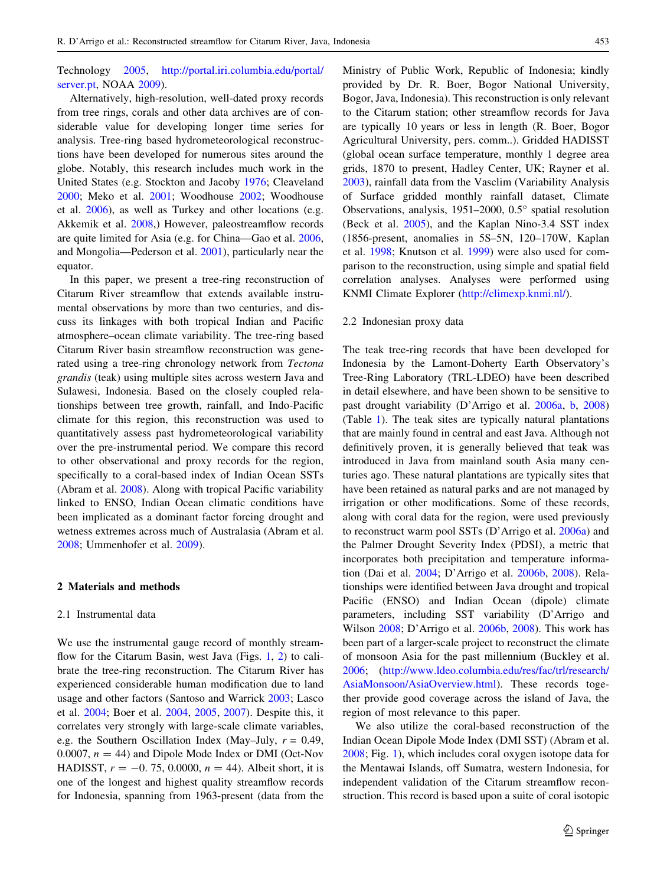Technology 2005, http://portal.iri.columbia.edu/portal/server.pt, NOAA 2009).

Alternatively, high-resolution, well-dated proxy records from tree rings, corals and other data archives are of considerable value for developing longer time series for analysis. Tree-ring based hydrometeorological reconstructions have been developed for numerous sites around the globe. Notably, this research includes much work in the United States (e.g. Stockton and Jacoby 1976; Cleaveland 2000; Meko et al. 2001; Woodhouse 2002; Woodhouse et al. 2006), as well as Turkey and other locations (e.g. Akkemik et al. 2008,) However, paleostreamflow records are quite limited for Asia (e.g. for China—Gao et al. 2006, and Mongolia—Pederson et al. 2001), particularly near the equator.

In this paper, we present a tree-ring reconstruction of Citarum River streamflow that extends available instrumental observations by more than two centuries, and discuss its linkages with both tropical Indian and Pacific atmosphere–ocean climate variability. The tree-ring based Citarum River basin streamflow reconstruction was generated using a tree-ring chronology network from *Tectona grandis* (teak) using multiple sites across western Java and Sulawesi, Indonesia. Based on the closely coupled relationships between tree growth, rainfall, and Indo-Pacific climate for this region, this reconstruction was used to quantitatively assess past hydrometeorological variability over the pre-instrumental period. We compare this record to other observational and proxy records for the region, specifically to a coral-based index of Indian Ocean SSTs (Abram et al. 2008). Along with tropical Pacific variability linked to ENSO, Indian Ocean climatic conditions have been implicated as a dominant factor forcing drought and wetness extremes across much of Australasia (Abram et al. 2008; Ummenhofer et al. 2009).

## 2 Materials and methods

### 2.1 Instrumental data

We use the instrumental gauge record of monthly streamflow for the Citarum Basin, west Java (Figs. 1, 2) to calibrate the tree-ring reconstruction. The Citarum River has experienced considerable human modification due to land usage and other factors (Santoso and Warrick 2003; Lasco et al. 2004; Boer et al. 2004, 2005, 2007). Despite this, it correlates very strongly with large-scale climate variables, e.g. the Southern Oscillation Index (May–July, $r = 0.49$, 0.0007, $n = 44$) and Dipole Mode Index or DMI (Oct-Nov HADISST, $r = -0.75$, 0.0000, $n = 44$). Albeit short, it is one of the longest and highest quality streamflow records for Indonesia, spanning from 1963-present (data from the Ministry of Public Work, Republic of Indonesia; kindly provided by Dr. R. Boer, Bogor National University, Bogor, Java, Indonesia). This reconstruction is only relevant to the Citarum station; other streamflow records for Java are typically 10 years or less in length (R. Boer, Bogor Agricultural University, pers. comm..). Gridded HADISST (global ocean surface temperature, monthly 1 degree area grids, 1870 to present, Hadley Center, UK; Rayner et al. 2003), rainfall data from the Vasclim (Variability Analysis of Surface gridded monthly rainfall dataset, Climate Observations, analysis, 1951–2000, 0.5° spatial resolution (Beck et al. 2005), and the Kaplan Nino-3.4 SST index (1856-present, anomalies in 5S–5N, 120–170W, Kaplan et al. 1998; Knutson et al. 1999) were also used for comparison to the reconstruction, using simple and spatial field correlation analyses. Analyses were performed using KNMI Climate Explorer (http://climexp.knmi.nl/).

### 2.2 Indonesian proxy data

The teak tree-ring records that have been developed for Indonesia by the Lamont-Doherty Earth Observatory's Tree-Ring Laboratory (TRL-LDEO) have been described in detail elsewhere, and have been shown to be sensitive to past drought variability (D'Arrigo et al. 2006a, b, 2008) (Table 1). The teak sites are typically natural plantations that are mainly found in central and east Java. Although not definitively proven, it is generally believed that teak was introduced in Java from mainland south Asia many centuries ago. These natural plantations are typically sites that have been retained as natural parks and are not managed by irrigation or other modifications. Some of these records, along with coral data for the region, were used previously to reconstruct warm pool SSTs (D'Arrigo et al. 2006a) and the Palmer Drought Severity Index (PDSI), a metric that incorporates both precipitation and temperature information (Dai et al. 2004; D'Arrigo et al. 2006b, 2008). Relationships were identified between Java drought and tropical Pacific (ENSO) and Indian Ocean (dipole) climate parameters, including SST variability (D'Arrigo and Wilson 2008; D'Arrigo et al. 2006b, 2008). This work has been part of a larger-scale project to reconstruct the climate of monsoon Asia for the past millennium (Buckley et al. 2006; (http://www.ldeo.columbia.edu/res/fac/trl/research/AsiaMonsoon/AsiaOverview.html). These records together provide good coverage across the island of Java, the region of most relevance to this paper.

We also utilize the coral-based reconstruction of the Indian Ocean Dipole Mode Index (DMI SST) (Abram et al. 2008; Fig. 1), which includes coral oxygen isotope data for the Mentawai Islands, off Sumatra, western Indonesia, for independent validation of the Citarum streamflow reconstruction. This record is based upon a suite of coral isotopic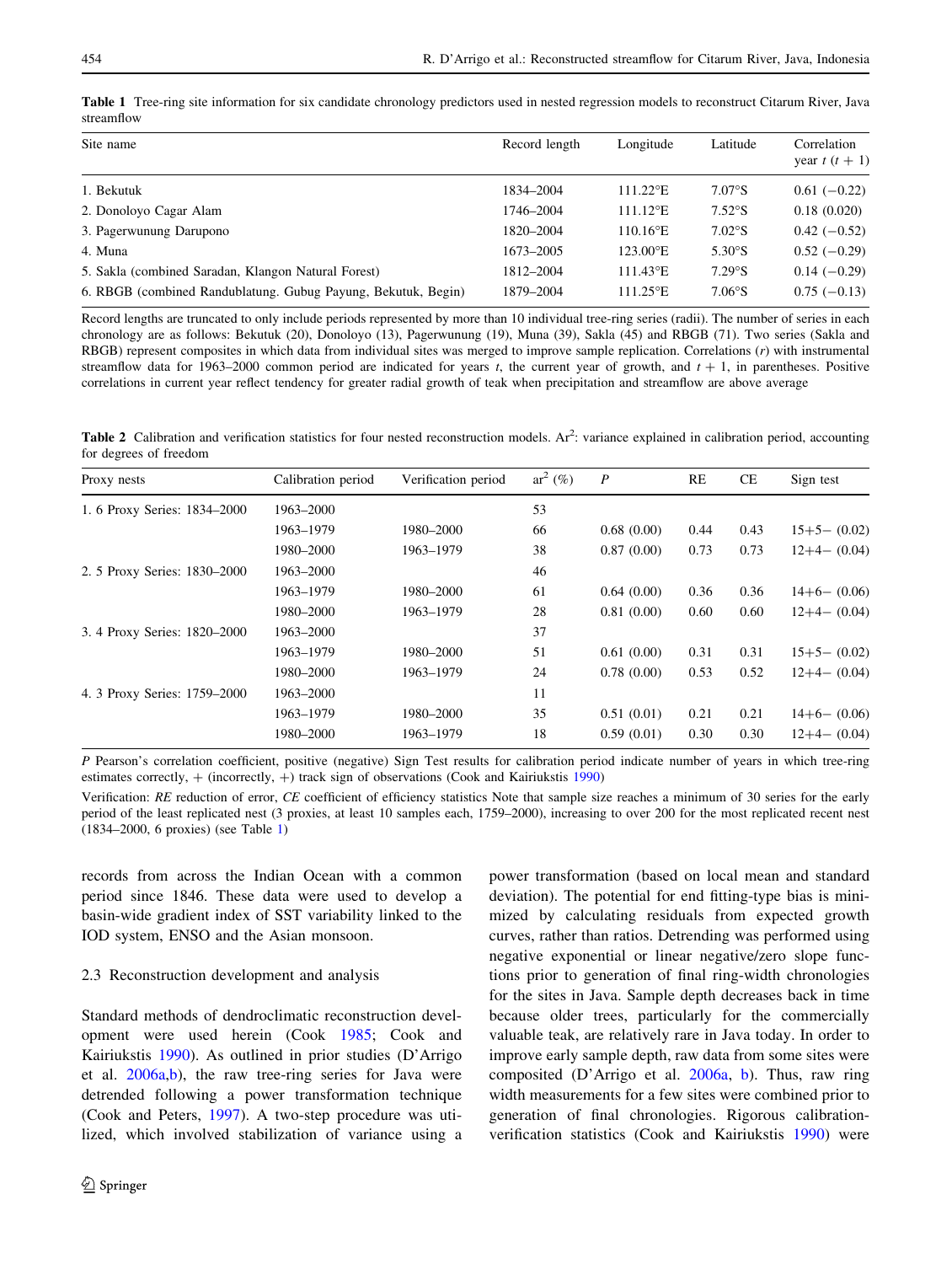**Table 1** Tree-ring site information for six candidate chronology predictors used in nested regression models to reconstruct Citarum River, Java streamflow

| Site name | Record length | Longitude | Latitude | Correlation year $t$ ($t + 1$) |
|---|---|---|---|---|
| 1. Bekutuk | 1834–2004 | 111.22°E | 7.07°S | 0.61 (−0.22) |
| 2. Donoloyo Cagar Alam | 1746–2004 | 111.12°E | 7.52°S | 0.18 (0.020) |
| 3. Pagerwunung Darupono | 1820–2004 | 110.16°E | 7.02°S | 0.42 (−0.52) |
| 4. Muna | 1673–2005 | 123.00°E | 5.30°S | 0.52 (−0.29) |
| 5. Sakla (combined Saradan, Klangon Natural Forest) | 1812–2004 | 111.43°E | 7.29°S | 0.14 (−0.29) |
| 6. RBGB (combined Randublatung. Gubug Payung, Bekutuk, Begin) | 1879–2004 | 111.25°E | 7.06°S | 0.75 (−0.13) |

Record lengths are truncated to only include periods represented by more than 10 individual tree-ring series (radii). The number of series in each chronology are as follows: Bekutuk (20), Donoloyo (13), Pagerwunung (19), Muna (39), Sakla (45) and RBGB (71). Two series (Sakla and RBGB) represent composites in which data from individual sites was merged to improve sample replication. Correlations ($r$) with instrumental streamflow data for 1963–2000 common period are indicated for years $t$, the current year of growth, and $t + 1$, in parentheses. Positive correlations in current year reflect tendency for greater radial growth of teak when precipitation and streamflow are above average

**Table 2** Calibration and verification statistics for four nested reconstruction models. A$r^2$: variance explained in calibration period, accounting for degrees of freedom

| Proxy nests | Calibration period | Verification period | a$r^2$ (%) | $P$ | RE | CE | Sign test |
|---|---|---|---|---|---|---|---|
| 1. 6 Proxy Series: 1834–2000 | 1963–2000 | | 53 | | | | |
| | 1963–1979 | 1980–2000 | 66 | 0.68 (0.00) | 0.44 | 0.43 | 15+5− (0.02) |
| | 1980–2000 | 1963–1979 | 38 | 0.87 (0.00) | 0.73 | 0.73 | 12+4− (0.04) |
| 2. 5 Proxy Series: 1830–2000 | 1963–2000 | | 46 | | | | |
| | 1963–1979 | 1980–2000 | 61 | 0.64 (0.00) | 0.36 | 0.36 | 14+6− (0.06) |
| | 1980–2000 | 1963–1979 | 28 | 0.81 (0.00) | 0.60 | 0.60 | 12+4− (0.04) |
| 3. 4 Proxy Series: 1820–2000 | 1963–2000 | | 37 | | | | |
| | 1963–1979 | 1980–2000 | 51 | 0.61 (0.00) | 0.31 | 0.31 | 15+5− (0.02) |
| | 1980–2000 | 1963–1979 | 24 | 0.78 (0.00) | 0.53 | 0.52 | 12+4− (0.04) |
| 4. 3 Proxy Series: 1759–2000 | 1963–2000 | | 11 | | | | |
| | 1963–1979 | 1980–2000 | 35 | 0.51 (0.01) | 0.21 | 0.21 | 14+6− (0.06) |
| | 1980–2000 | 1963–1979 | 18 | 0.59 (0.01) | 0.30 | 0.30 | 12+4− (0.04) |

$P$ Pearson's correlation coefficient, positive (negative) Sign Test results for calibration period indicate number of years in which tree-ring estimates correctly, + (incorrectly, +) track sign of observations (Cook and Kairiukstis 1990)

Verification: *RE* reduction of error, *CE* coefficient of efficiency statistics Note that sample size reaches a minimum of 30 series for the early period of the least replicated nest (3 proxies, at least 10 samples each, 1759–2000), increasing to over 200 for the most replicated recent nest (1834–2000, 6 proxies) (see Table 1)

records from across the Indian Ocean with a common period since 1846. These data were used to develop a basin-wide gradient index of SST variability linked to the IOD system, ENSO and the Asian monsoon.

### 2.3 Reconstruction development and analysis

Standard methods of dendroclimatic reconstruction development were used herein (Cook 1985; Cook and Kairiukstis 1990). As outlined in prior studies (D'Arrigo et al. 2006a,b), the raw tree-ring series for Java were detrended following a power transformation technique (Cook and Peters, 1997). A two-step procedure was utilized, which involved stabilization of variance using a power transformation (based on local mean and standard deviation). The potential for end fitting-type bias is minimized by calculating residuals from expected growth curves, rather than ratios. Detrending was performed using negative exponential or linear negative/zero slope functions prior to generation of final ring-width chronologies for the sites in Java. Sample depth decreases back in time because older trees, particularly for the commercially valuable teak, are relatively rare in Java today. In order to improve early sample depth, raw data from some sites were composited (D'Arrigo et al. 2006a, b). Thus, raw ring width measurements for a few sites were combined prior to generation of final chronologies. Rigorous calibration-verification statistics (Cook and Kairiukstis 1990) were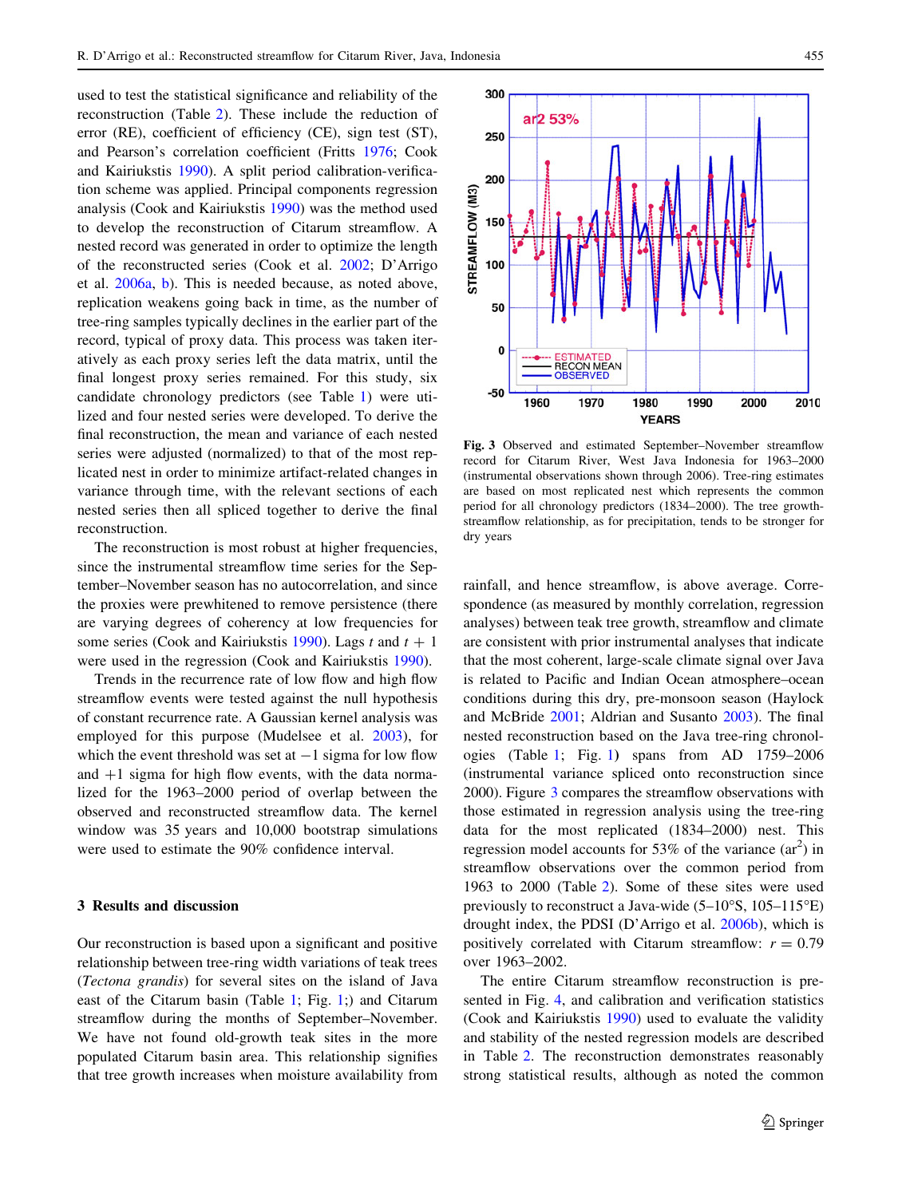used to test the statistical significance and reliability of the reconstruction (Table 2). These include the reduction of error (RE), coefficient of efficiency (CE), sign test (ST), and Pearson's correlation coefficient (Fritts 1976; Cook and Kairiukstis 1990). A split period calibration-verification scheme was applied. Principal components regression analysis (Cook and Kairiukstis 1990) was the method used to develop the reconstruction of Citarum streamflow. A nested record was generated in order to optimize the length of the reconstructed series (Cook et al. 2002; D'Arrigo et al. 2006a, b). This is needed because, as noted above, replication weakens going back in time, as the number of tree-ring samples typically declines in the earlier part of the record, typical of proxy data. This process was taken iteratively as each proxy series left the data matrix, until the final longest proxy series remained. For this study, six candidate chronology predictors (see Table 1) were utilized and four nested series were developed. To derive the final reconstruction, the mean and variance of each nested series were adjusted (normalized) to that of the most replicated nest in order to minimize artifact-related changes in variance through time, with the relevant sections of each nested series then all spliced together to derive the final reconstruction.

The reconstruction is most robust at higher frequencies, since the instrumental streamflow time series for the September–November season has no autocorrelation, and since the proxies were prewhitened to remove persistence (there are varying degrees of coherency at low frequencies for some series (Cook and Kairiukstis 1990). Lags $t$ and $t+1$ were used in the regression (Cook and Kairiukstis 1990).

Trends in the recurrence rate of low flow and high flow streamflow events were tested against the null hypothesis of constant recurrence rate. A Gaussian kernel analysis was employed for this purpose (Mudelsee et al. 2003), for which the event threshold was set at $-1$ sigma for low flow and $+1$ sigma for high flow events, with the data normalized for the 1963–2000 period of overlap between the observed and reconstructed streamflow data. The kernel window was 35 years and 10,000 bootstrap simulations were used to estimate the 90% confidence interval.

## 3 Results and discussion

Our reconstruction is based upon a significant and positive relationship between tree-ring width variations of teak trees (*Tectona grandis*) for several sites on the island of Java east of the Citarum basin (Table 1; Fig. 1;) and Citarum streamflow during the months of September–November. We have not found old-growth teak sites in the more populated Citarum basin area. This relationship signifies that tree growth increases when moisture availability from rainfall, and hence streamflow, is above average. Correspondence (as measured by monthly correlation, regression analyses) between teak tree growth, streamflow and climate are consistent with prior instrumental analyses that indicate that the most coherent, large-scale climate signal over Java is related to Pacific and Indian Ocean atmosphere–ocean conditions during this dry, pre-monsoon season (Haylock and McBride 2001; Aldrian and Susanto 2003). The final nested reconstruction based on the Java tree-ring chronologies (Table 1; Fig. 1) spans from AD 1759–2006 (instrumental variance spliced onto reconstruction since 2000). Figure 3 compares the streamflow observations with those estimated in regression analysis using the tree-ring data for the most replicated (1834–2000) nest. This regression model accounts for 53% of the variance ($ar^2$) in streamflow observations over the common period from 1963 to 2000 (Table 2). Some of these sites were used previously to reconstruct a Java-wide (5–10°S, 105–115°E) drought index, the PDSI (D'Arrigo et al. 2006b), which is positively correlated with Citarum streamflow: $r = 0.79$ over 1963–2002.

**Fig. 3** Observed and estimated September–November streamflow record for Citarum River, West Java Indonesia for 1963–2000 (instrumental observations shown through 2006). Tree-ring estimates are based on most replicated nest which represents the common period for all chronology predictors (1834–2000). The tree growth-streamflow relationship, as for precipitation, tends to be stronger for dry years

The entire Citarum streamflow reconstruction is presented in Fig. 4, and calibration and verification statistics (Cook and Kairiukstis 1990) used to evaluate the validity and stability of the nested regression models are described in Table 2. The reconstruction demonstrates reasonably strong statistical results, although as noted the common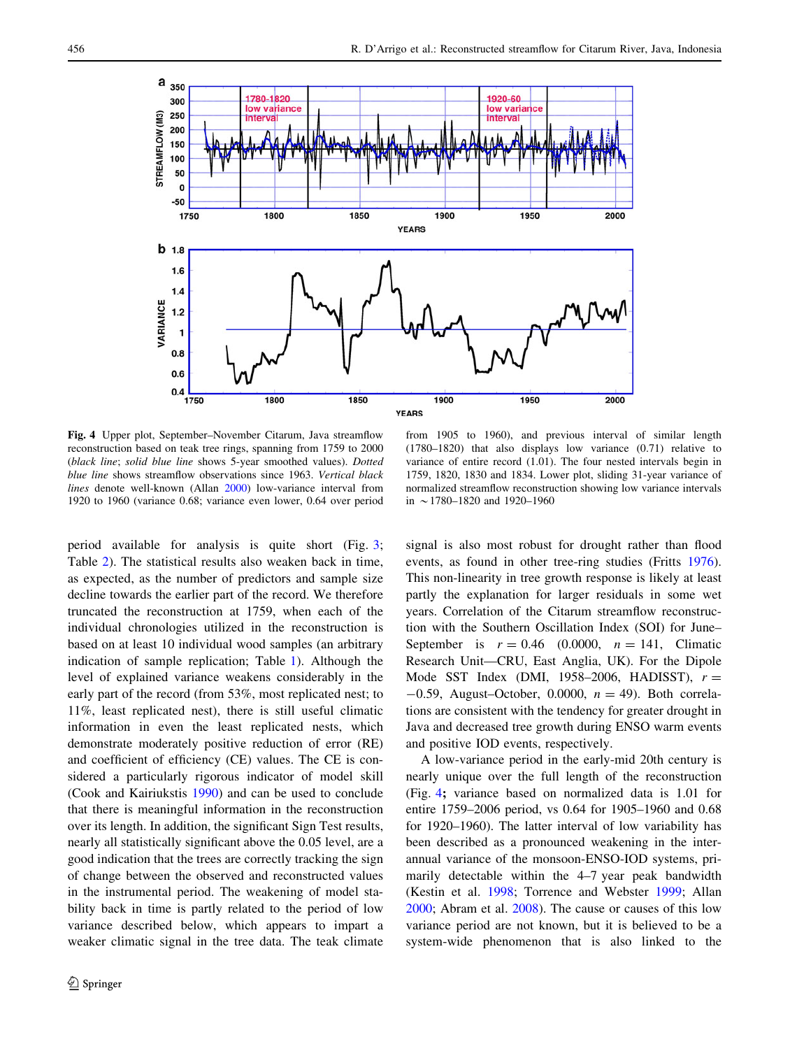**Fig. 4** Upper plot, September–November Citarum, Java streamflow reconstruction based on teak tree rings, spanning from 1759 to 2000 (*black line*; *solid blue line* shows 5-year smoothed values). *Dotted blue line* shows streamflow observations since 1963. *Vertical black lines* denote well-known (Allan 2000) low-variance interval from 1920 to 1960 (variance 0.68; variance even lower, 0.64 over period from 1905 to 1960), and previous interval of similar length (1780–1820) that also displays low variance (0.71) relative to variance of entire record (1.01). The four nested intervals begin in 1759, 1820, 1830 and 1834. Lower plot, sliding 31-year variance of normalized streamflow reconstruction showing low variance intervals in ~1780–1820 and 1920–1960

period available for analysis is quite short (Fig. 3; Table 2). The statistical results also weaken back in time, as expected, as the number of predictors and sample size decline towards the earlier part of the record. We therefore truncated the reconstruction at 1759, when each of the individual chronologies utilized in the reconstruction is based on at least 10 individual wood samples (an arbitrary indication of sample replication; Table 1). Although the level of explained variance weakens considerably in the early part of the record (from 53%, most replicated nest; to 11%, least replicated nest), there is still useful climatic information in even the least replicated nests, which demonstrate moderately positive reduction of error (RE) and coefficient of efficiency (CE) values. The CE is considered a particularly rigorous indicator of model skill (Cook and Kairiukstis 1990) and can be used to conclude that there is meaningful information in the reconstruction over its length. In addition, the significant Sign Test results, nearly all statistically significant above the 0.05 level, are a good indication that the trees are correctly tracking the sign of change between the observed and reconstructed values in the instrumental period. The weakening of model stability back in time is partly related to the period of low variance described below, which appears to impart a weaker climatic signal in the tree data. The teak climate signal is also most robust for drought rather than flood events, as found in other tree-ring studies (Fritts 1976). This non-linearity in tree growth response is likely at least partly the explanation for larger residuals in some wet years. Correlation of the Citarum streamflow reconstruction with the Southern Oscillation Index (SOI) for June–September is $r = 0.46$ (0.0000, $n = 141$, Climatic Research Unit—CRU, East Anglia, UK). For the Dipole Mode SST Index (DMI, 1958–2006, HADISST), $r = -0.59$, August–October, 0.0000, $n = 49$). Both correlations are consistent with the tendency for greater drought in Java and decreased tree growth during ENSO warm events and positive IOD events, respectively.

A low-variance period in the early-mid 20th century is nearly unique over the full length of the reconstruction (Fig. 4; variance based on normalized data is 1.01 for entire 1759–2006 period, vs 0.64 for 1905–1960 and 0.68 for 1920–1960). The latter interval of low variability has been described as a pronounced weakening in the interannual variance of the monsoon-ENSO-IOD systems, primarily detectable within the 4–7 year peak bandwidth (Kestin et al. 1998; Torrence and Webster 1999; Allan 2000; Abram et al. 2008). The cause or causes of this low variance period are not known, but it is believed to be a system-wide phenomenon that is also linked to the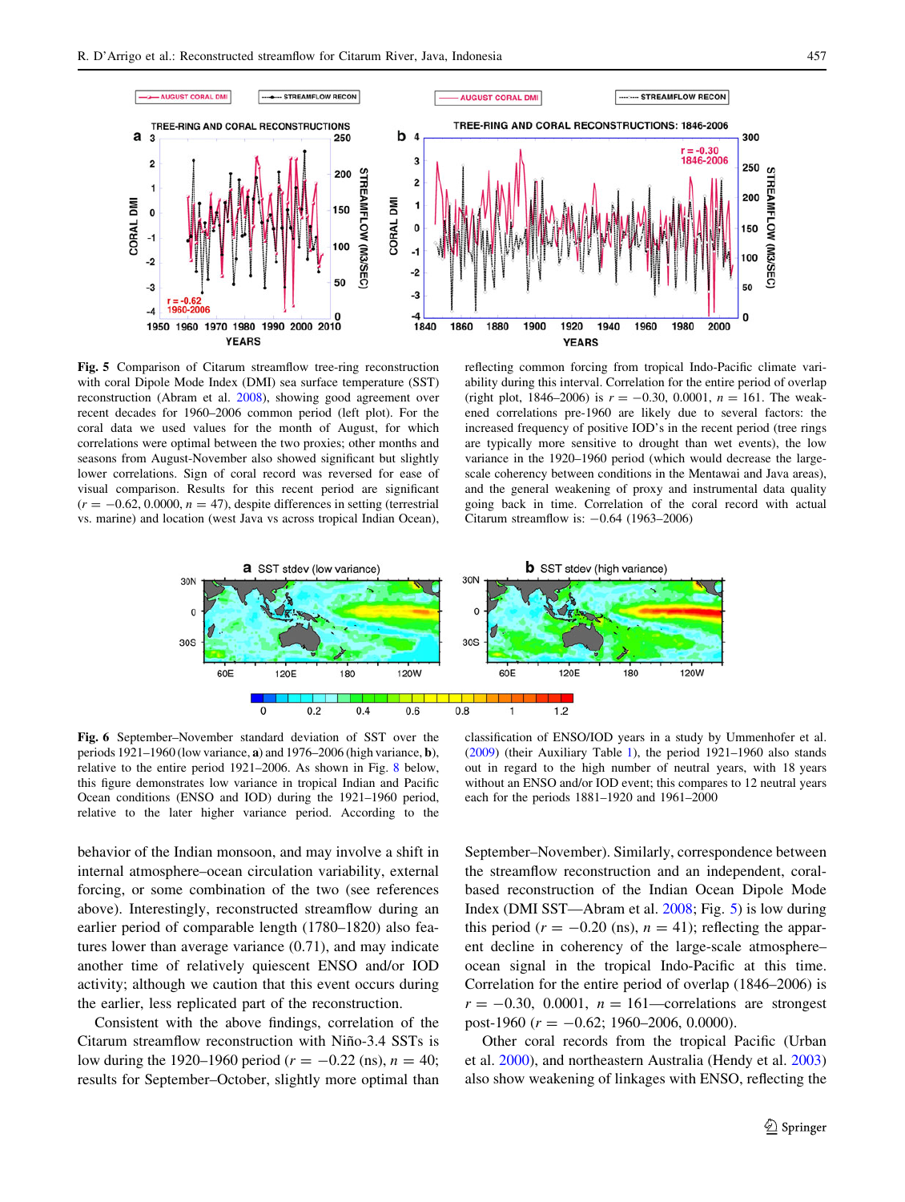**Fig. 5** Comparison of Citarum streamflow tree-ring reconstruction with coral Dipole Mode Index (DMI) sea surface temperature (SST) reconstruction (Abram et al. 2008), showing good agreement over recent decades for 1960–2006 common period (left plot). For the coral data we used values for the month of August, for which correlations were optimal between the two proxies; other months and seasons from August-November also showed significant but slightly lower correlations. Sign of coral record was reversed for ease of visual comparison. Results for this recent period are significant ($r = -0.62$, 0.0000, $n = 47$), despite differences in setting (terrestrial vs. marine) and location (west Java vs across tropical Indian Ocean), reflecting common forcing from tropical Indo-Pacific climate variability during this interval. Correlation for the entire period of overlap (right plot, 1846–2006) is $r = -0.30$, 0.0001, $n = 161$. The weakened correlations pre-1960 are likely due to several factors: the increased frequency of positive IOD's in the recent period (tree rings are typically more sensitive to drought than wet events), the low variance in the 1920–1960 period (which would decrease the large-scale coherency between conditions in the Mentawai and Java areas), and the general weakening of proxy and instrumental data quality going back in time. Correlation of the coral record with actual Citarum streamflow is: −0.64 (1963–2006)

**Fig. 6** September–November standard deviation of SST over the periods 1921–1960 (low variance, **a**) and 1976–2006 (high variance, **b**), relative to the entire period 1921–2006. As shown in Fig. 8 below, this figure demonstrates low variance in tropical Indian and Pacific Ocean conditions (ENSO and IOD) during the 1921–1960 period, relative to the later higher variance period. According to the classification of ENSO/IOD years in a study by Ummenhofer et al. (2009) (their Auxiliary Table 1), the period 1921–1960 also stands out in regard to the high number of neutral years, with 18 years without an ENSO and/or IOD event; this compares to 12 neutral years each for the periods 1881–1920 and 1961–2000

behavior of the Indian monsoon, and may involve a shift in internal atmosphere–ocean circulation variability, external forcing, or some combination of the two (see references above). Interestingly, reconstructed streamflow during an earlier period of comparable length (1780–1820) also features lower than average variance (0.71), and may indicate another time of relatively quiescent ENSO and/or IOD activity; although we caution that this event occurs during the earlier, less replicated part of the reconstruction.

Consistent with the above findings, correlation of the Citarum streamflow reconstruction with Niño-3.4 SSTs is low during the 1920–1960 period ($r = -0.22$ (ns), $n = 40$; results for September–October, slightly more optimal than September–November). Similarly, correspondence between the streamflow reconstruction and an independent, coral-based reconstruction of the Indian Ocean Dipole Mode Index (DMI SST—Abram et al. 2008; Fig. 5) is low during this period ($r = -0.20$ (ns), $n = 41$); reflecting the apparent decline in coherency of the large-scale atmosphere–ocean signal in the tropical Indo-Pacific at this time. Correlation for the entire period of overlap (1846–2006) is $r = -0.30$, 0.0001, $n = 161$—correlations are strongest post-1960 ($r = -0.62$; 1960–2006, 0.0000).

Other coral records from the tropical Pacific (Urban et al. 2000), and northeastern Australia (Hendy et al. 2003) also show weakening of linkages with ENSO, reflecting the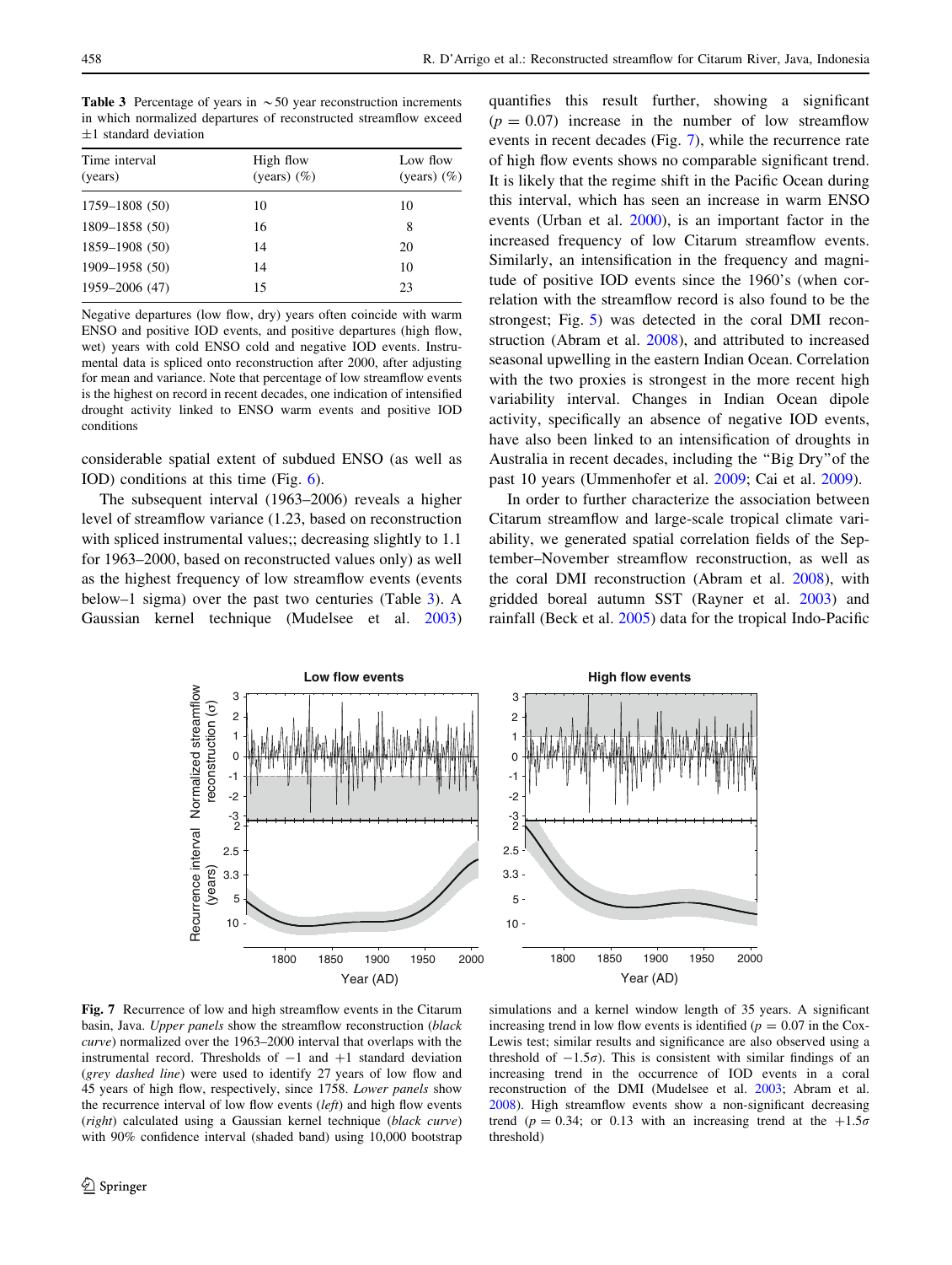**Table 3** Percentage of years in ∼50 year reconstruction increments in which normalized departures of reconstructed streamflow exceed ±1 standard deviation

| Time interval (years) | High flow (years) (%) | Low flow (years) (%) |
|---|---|---|
| 1759–1808 (50) | 10 | 10 |
| 1809–1858 (50) | 16 | 8 |
| 1859–1908 (50) | 14 | 20 |
| 1909–1958 (50) | 14 | 10 |
| 1959–2006 (47) | 15 | 23 |

Negative departures (low flow, dry) years often coincide with warm ENSO and positive IOD events, and positive departures (high flow, wet) years with cold ENSO cold and negative IOD events. Instrumental data is spliced onto reconstruction after 2000, after adjusting for mean and variance. Note that percentage of low streamflow events is the highest on record in recent decades, one indication of intensified drought activity linked to ENSO warm events and positive IOD conditions

considerable spatial extent of subdued ENSO (as well as IOD) conditions at this time (Fig. 6).

The subsequent interval (1963–2006) reveals a higher level of streamflow variance (1.23, based on reconstruction with spliced instrumental values;; decreasing slightly to 1.1 for 1963–2000, based on reconstructed values only) as well as the highest frequency of low streamflow events (events below–1 sigma) over the past two centuries (Table 3). A Gaussian kernel technique (Mudelsee et al. 2003) quantifies this result further, showing a significant ($p = 0.07$) increase in the number of low streamflow events in recent decades (Fig. 7), while the recurrence rate of high flow events shows no comparable significant trend. It is likely that the regime shift in the Pacific Ocean during this interval, which has seen an increase in warm ENSO events (Urban et al. 2000), is an important factor in the increased frequency of low Citarum streamflow events. Similarly, an intensification in the frequency and magnitude of positive IOD events since the 1960's (when correlation with the streamflow record is also found to be the strongest; Fig. 5) was detected in the coral DMI reconstruction (Abram et al. 2008), and attributed to increased seasonal upwelling in the eastern Indian Ocean. Correlation with the two proxies is strongest in the more recent high variability interval. Changes in Indian Ocean dipole activity, specifically an absence of negative IOD events, have also been linked to an intensification of droughts in Australia in recent decades, including the "Big Dry" of the past 10 years (Ummenhofer et al. 2009; Cai et al. 2009).

In order to further characterize the association between Citarum streamflow and large-scale tropical climate variability, we generated spatial correlation fields of the September–November streamflow reconstruction, as well as the coral DMI reconstruction (Abram et al. 2008), with gridded boreal autumn SST (Rayner et al. 2003) and rainfall (Beck et al. 2005) data for the tropical Indo-Pacific

**Fig. 7** Recurrence of low and high streamflow events in the Citarum basin, Java. *Upper panels* show the streamflow reconstruction (*black curve*) normalized over the 1963–2000 interval that overlaps with the instrumental record. Thresholds of −1 and +1 standard deviation (*grey dashed line*) were used to identify 27 years of low flow and 45 years of high flow, respectively, since 1758. *Lower panels* show the recurrence interval of low flow events (*left*) and high flow events (*right*) calculated using a Gaussian kernel technique (*black curve*) with 90% confidence interval (shaded band) using 10,000 bootstrap simulations and a kernel window length of 35 years. A significant increasing trend in low flow events is identified ($p = 0.07$ in the Cox-Lewis test; similar results and significance are also observed using a threshold of $-1.5\sigma$). This is consistent with similar findings of an increasing trend in the occurrence of IOD events in a coral reconstruction of the DMI (Mudelsee et al. 2003; Abram et al. 2008). High streamflow events show a non-significant decreasing trend ($p = 0.34$; or 0.13 with an increasing trend at the $+1.5\sigma$ threshold)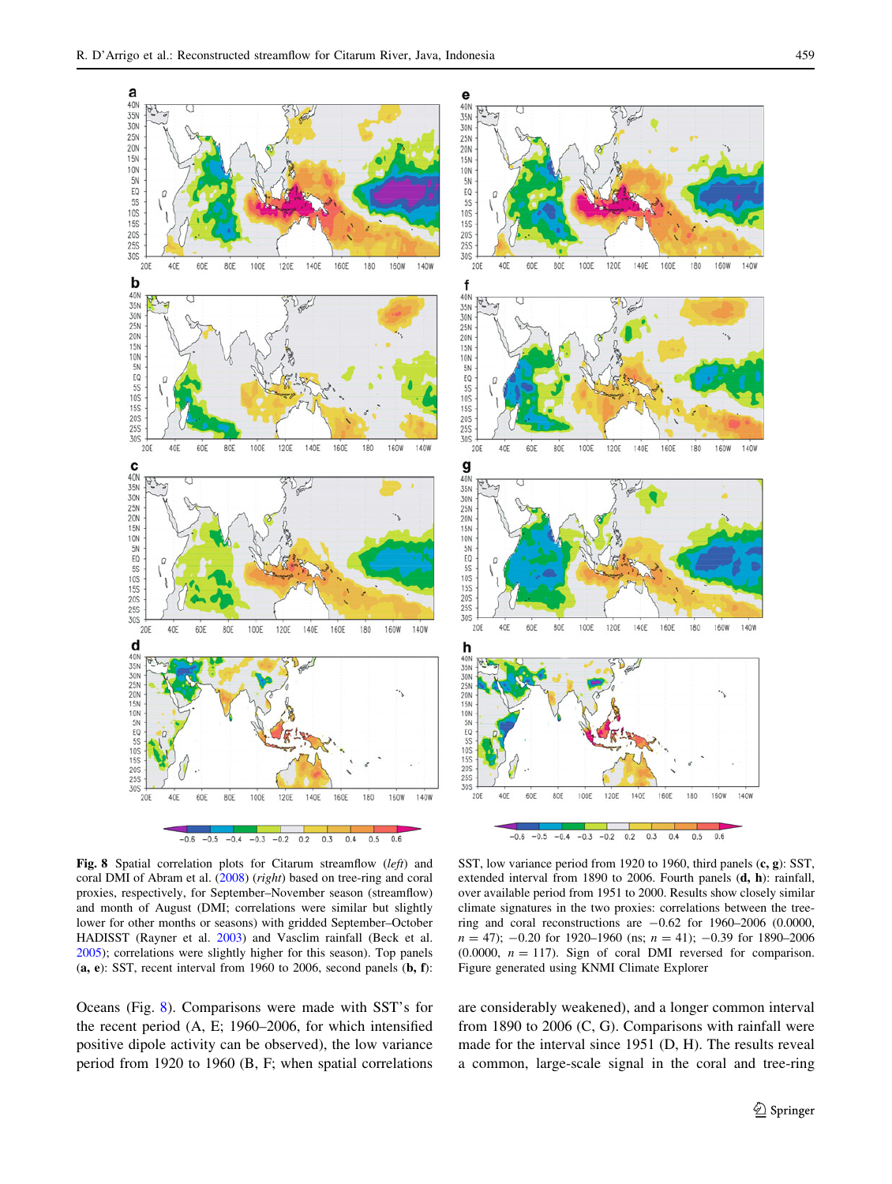**Fig. 8** Spatial correlation plots for Citarum streamflow (*left*) and coral DMI of Abram et al. (2008) (*right*) based on tree-ring and coral proxies, respectively, for September–November season (streamflow) and month of August (DMI; correlations were similar but slightly lower for other months or seasons) with gridded September–October HADISST (Rayner et al. 2003) and Vasclim rainfall (Beck et al. 2005); correlations were slightly higher for this season). Top panels (**a, e**): SST, recent interval from 1960 to 2006, second panels (**b, f**): SST, low variance period from 1920 to 1960, third panels (**c, g**): SST, extended interval from 1890 to 2006. Fourth panels (**d, h**): rainfall, over available period from 1951 to 2000. Results show closely similar climate signatures in the two proxies: correlations between the tree-ring and coral reconstructions are −0.62 for 1960–2006 (0.0000, $n = 47$); −0.20 for 1920–1960 (ns; $n = 41$); −0.39 for 1890–2006 (0.0000, $n = 117$). Sign of coral DMI reversed for comparison. Figure generated using KNMI Climate Explorer

Oceans (Fig. 8). Comparisons were made with SST's for the recent period (A, E; 1960–2006, for which intensified positive dipole activity can be observed), the low variance period from 1920 to 1960 (B, F; when spatial correlations are considerably weakened), and a longer common interval from 1890 to 2006 (C, G). Comparisons with rainfall were made for the interval since 1951 (D, H). The results reveal a common, large-scale signal in the coral and tree-ring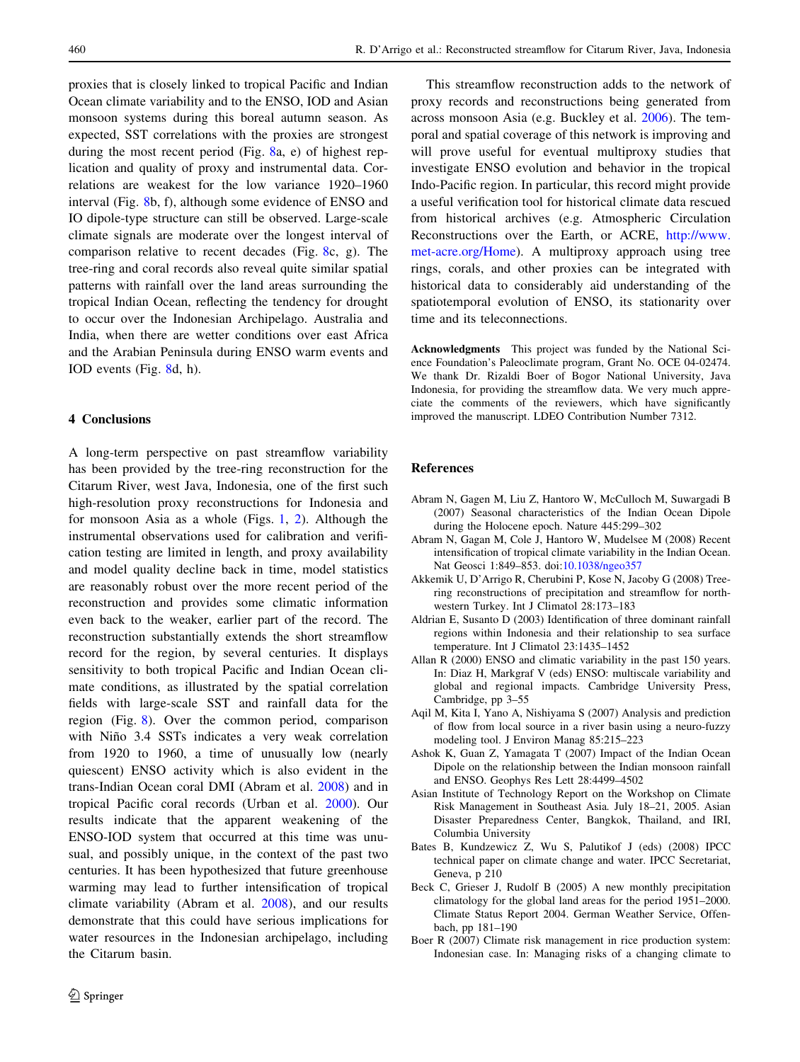proxies that is closely linked to tropical Pacific and Indian Ocean climate variability and to the ENSO, IOD and Asian monsoon systems during this boreal autumn season. As expected, SST correlations with the proxies are strongest during the most recent period (Fig. 8a, e) of highest replication and quality of proxy and instrumental data. Correlations are weakest for the low variance 1920–1960 interval (Fig. 8b, f), although some evidence of ENSO and IO dipole-type structure can still be observed. Large-scale climate signals are moderate over the longest interval of comparison relative to recent decades (Fig. 8c, g). The tree-ring and coral records also reveal quite similar spatial patterns with rainfall over the land areas surrounding the tropical Indian Ocean, reflecting the tendency for drought to occur over the Indonesian Archipelago. Australia and India, when there are wetter conditions over east Africa and the Arabian Peninsula during ENSO warm events and IOD events (Fig. 8d, h).

## 4 Conclusions

A long-term perspective on past streamflow variability has been provided by the tree-ring reconstruction for the Citarum River, west Java, Indonesia, one of the first such high-resolution proxy reconstructions for Indonesia and for monsoon Asia as a whole (Figs. 1, 2). Although the instrumental observations used for calibration and verification testing are limited in length, and proxy availability and model quality decline back in time, model statistics are reasonably robust over the more recent period of the reconstruction and provides some climatic information even back to the weaker, earlier part of the record. The reconstruction substantially extends the short streamflow record for the region, by several centuries. It displays sensitivity to both tropical Pacific and Indian Ocean climate conditions, as illustrated by the spatial correlation fields with large-scale SST and rainfall data for the region (Fig. 8). Over the common period, comparison with Niño 3.4 SSTs indicates a very weak correlation from 1920 to 1960, a time of unusually low (nearly quiescent) ENSO activity which is also evident in the trans-Indian Ocean coral DMI (Abram et al. 2008) and in tropical Pacific coral records (Urban et al. 2000). Our results indicate that the apparent weakening of the ENSO-IOD system that occurred at this time was unusual, and possibly unique, in the context of the past two centuries. It has been hypothesized that future greenhouse warming may lead to further intensification of tropical climate variability (Abram et al. 2008), and our results demonstrate that this could have serious implications for water resources in the Indonesian archipelago, including the Citarum basin.

This streamflow reconstruction adds to the network of proxy records and reconstructions being generated from across monsoon Asia (e.g. Buckley et al. 2006). The temporal and spatial coverage of this network is improving and will prove useful for eventual multiproxy studies that investigate ENSO evolution and behavior in the tropical Indo-Pacific region. In particular, this record might provide a useful verification tool for historical climate data rescued from historical archives (e.g. Atmospheric Circulation Reconstructions over the Earth, or ACRE, http://www.met-acre.org/Home). A multiproxy approach using tree rings, corals, and other proxies can be integrated with historical data to considerably aid understanding of the spatiotemporal evolution of ENSO, its stationarity over time and its teleconnections.

**Acknowledgments** This project was funded by the National Science Foundation's Paleoclimate program, Grant No. OCE 04-02474. We thank Dr. Rizaldi Boer of Bogor National University, Java Indonesia, for providing the streamflow data. We very much appreciate the comments of the reviewers, which have significantly improved the manuscript. LDEO Contribution Number 7312.

## References

Abram N, Gagen M, Liu Z, Hantoro W, McCulloch M, Suwargadi B (2007) Seasonal characteristics of the Indian Ocean Dipole during the Holocene epoch. Nature 445:299–302

Abram N, Gagan M, Cole J, Hantoro W, Mudelsee M (2008) Recent intensification of tropical climate variability in the Indian Ocean. Nat Geosci 1:849–853. doi:10.1038/ngeo357

Akkemik U, D'Arrigo R, Cherubini P, Kose N, Jacoby G (2008) Tree-ring reconstructions of precipitation and streamflow for northwestern Turkey. Int J Climatol 28:173–183

Aldrian E, Susanto D (2003) Identification of three dominant rainfall regions within Indonesia and their relationship to sea surface temperature. Int J Climatol 23:1435–1452

Allan R (2000) ENSO and climatic variability in the past 150 years. In: Diaz H, Markgraf V (eds) ENSO: multiscale variability and global and regional impacts. Cambridge University Press, Cambridge, pp 3–55

Aqil M, Kita I, Yano A, Nishiyama S (2007) Analysis and prediction of flow from local source in a river basin using a neuro-fuzzy modeling tool. J Environ Manag 85:215–223

Ashok K, Guan Z, Yamagata T (2007) Impact of the Indian Ocean Dipole on the relationship between the Indian monsoon rainfall and ENSO. Geophys Res Lett 28:4499–4502

Asian Institute of Technology Report on the Workshop on Climate Risk Management in Southeast Asia. July 18–21, 2005. Asian Disaster Preparedness Center, Bangkok, Thailand, and IRI, Columbia University

Bates B, Kundzewicz Z, Wu S, Palutikof J (eds) (2008) IPCC technical paper on climate change and water. IPCC Secretariat, Geneva, p 210

Beck C, Grieser J, Rudolf B (2005) A new monthly precipitation climatology for the global land areas for the period 1951–2000. Climate Status Report 2004. German Weather Service, Offenbach, pp 181–190

Boer R (2007) Climate risk management in rice production system: Indonesian case. In: Managing risks of a changing climate to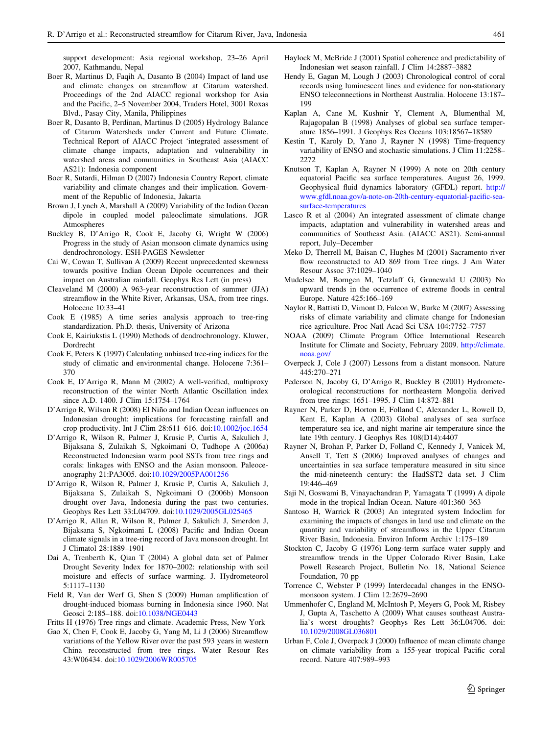support development: Asia regional workshop, 23–26 April 2007, Kathmandu, Nepal

Boer R, Martinus D, Faqih A, Dasanto B (2004) Impact of land use and climate changes on streamflow at Citarum watershed. Proceedings of the 2nd AIACC regional workshop for Asia and the Pacific, 2–5 November 2004, Traders Hotel, 3001 Roxas Blvd., Pasay City, Manila, Philippines

Boer R, Dasanto B, Perdinan, Martinus D (2005) Hydrology Balance of Citarum Watersheds under Current and Future Climate. Technical Report of AIACC Project 'integrated assessment of climate change impacts, adaptation and vulnerability in watershed areas and communities in Southeast Asia (AIACC AS21): Indonesia component

Boer R, Sutardi, Hilman D (2007) Indonesia Country Report, climate variability and climate changes and their implication. Government of the Republic of Indonesia, Jakarta

Brown J, Lynch A, Marshall A (2009) Variability of the Indian Ocean dipole in coupled model paleoclimate simulations. JGR Atmospheres

Buckley B, D'Arrigo R, Cook E, Jacoby G, Wright W (2006) Progress in the study of Asian monsoon climate dynamics using dendrochronology. ESH-PAGES Newsletter

Cai W, Cowan T, Sullivan A (2009) Recent unprecedented skewness towards positive Indian Ocean Dipole occurrences and their impact on Australian rainfall. Geophys Res Lett (in press)

Cleaveland M (2000) A 963-year reconstruction of summer (JJA) streamflow in the White River, Arkansas, USA, from tree rings. Holocene 10:33–41

Cook E (1985) A time series analysis approach to tree-ring standardization. Ph.D. thesis, University of Arizona

Cook E, Kairiukstis L (1990) Methods of dendrochronology. Kluwer, Dordrecht

Cook E, Peters K (1997) Calculating unbiased tree-ring indices for the study of climatic and environmental change. Holocene 7:361–370

Cook E, D'Arrigo R, Mann M (2002) A well-verified, multiproxy reconstruction of the winter North Atlantic Oscillation index since A.D. 1400. J Clim 15:1754–1764

D'Arrigo R, Wilson R (2008) El Niño and Indian Ocean influences on Indonesian drought: implications for forecasting rainfall and crop productivity. Int J Clim 28:611–616. doi:10.1002/joc.1654

D'Arrigo R, Wilson R, Palmer J, Krusic P, Curtis A, Sakulich J, Bijaksana S, Zulaikah S, Ngkoimani O, Tudhope A (2006a) Reconstructed Indonesian warm pool SSTs from tree rings and corals: linkages with ENSO and the Asian monsoon. Paleoceanography 21:PA3005. doi:10.1029/2005PA001256

D'Arrigo R, Wilson R, Palmer J, Krusic P, Curtis A, Sakulich J, Bijaksana S, Zulaikah S, Ngkoimani O (2006b) Monsoon drought over Java, Indonesia during the past two centuries. Geophys Res Lett 33:L04709. doi:10.1029/2005GL025465

D'Arrigo R, Allan R, Wilson R, Palmer J, Sakulich J, Smerdon J, Bijaksana S, Ngkoimani L (2008) Pacific and Indian Ocean climate signals in a tree-ring record of Java monsoon drought. Int J Climatol 28:1889–1901

Dai A, Trenberth K, Qian T (2004) A global data set of Palmer Drought Severity Index for 1870–2002: relationship with soil moisture and effects of surface warming. J. Hydrometeorol 5:1117–1130

Field R, Van der Werf G, Shen S (2009) Human amplification of drought-induced biomass burning in Indonesia since 1960. Nat Geosci 2:185–188. doi:10.1038/NGE0443

Fritts H (1976) Tree rings and climate. Academic Press, New York

Gao X, Chen F, Cook E, Jacoby G, Yang M, Li J (2006) Streamflow variations of the Yellow River over the past 593 years in western China reconstructed from tree rings. Water Resour Res 43:W06434. doi:10.1029/2006WR005705

Haylock M, McBride J (2001) Spatial coherence and predictability of Indonesian wet season rainfall. J Clim 14:2887–3882

Hendy E, Gagan M, Lough J (2003) Chronological control of coral records using luminescent lines and evidence for non-stationary ENSO teleconnections in Northeast Australia. Holocene 13:187–199

Kaplan A, Cane M, Kushnir Y, Clement A, Blumenthal M, Rajagopalan B (1998) Analyses of global sea surface temperature 1856–1991. J Geophys Res Oceans 103:18567–18589

Kestin T, Karoly D, Yano J, Rayner N (1998) Time-frequency variability of ENSO and stochastic simulations. J Clim 11:2258–2272

Knutson T, Kaplan A, Rayner N (1999) A note on 20th century equatorial Pacific sea surface temperatures. August 26, 1999. Geophysical fluid dynamics laboratory (GFDL) report. http://www.gfdl.noaa.gov/a-note-on-20th-century-equatorial-pacific-sea-surface-temperatures

Lasco R et al (2004) An integrated assessment of climate change impacts, adaptation and vulnerability in watershed areas and communities of Southeast Asia. (AIACC AS21). Semi-annual report, July–December

Meko D, Therrell M, Baisan C, Hughes M (2001) Sacramento river flow reconstructed to AD 869 from Tree rings. J Am Water Resour Assoc 37:1029–1040

Mudelsee M, Borngen M, Tetzlaff G, Grunewald U (2003) No upward trends in the occurrence of extreme floods in central Europe. Nature 425:166–169

Naylor R, Battisti D, Vimont D, Falcon W, Burke M (2007) Assessing risks of climate variability and climate change for Indonesian rice agriculture. Proc Natl Acad Sci USA 104:7752–7757

NOAA (2009) Climate Program Office International Research Institute for Climate and Society, February 2009. http://climate.noaa.gov/

Overpeck J, Cole J (2007) Lessons from a distant monsoon. Nature 445:270–271

Pederson N, Jacoby G, D'Arrigo R, Buckley B (2001) Hydrometeorological reconstructions for northeastern Mongolia derived from tree rings: 1651–1995. J Clim 14:872–881

Rayner N, Parker D, Horton E, Folland C, Alexander L, Rowell D, Kent E, Kaplan A (2003) Global analyses of sea surface temperature sea ice, and night marine air temperature since the late 19th century. J Geophys Res 108(D14):4407

Rayner N, Brohan P, Parker D, Folland C, Kennedy J, Vanicek M, Ansell T, Tett S (2006) Improved analyses of changes and uncertainties in sea surface temperature measured in situ since the mid-nineteenth century: the HadSST2 data set. J Clim 19:446–469

Saji N, Goswami B, Vinayachandran P, Yamagata T (1999) A dipole mode in the tropical Indian Ocean. Nature 401:360–363

Santoso H, Warrick R (2003) An integrated system Indoclim for examining the impacts of changes in land use and climate on the quantity and variability of streamflows in the Upper Citarum River Basin, Indonesia. Environ Inform Archiv 1:175–189

Stockton C, Jacoby G (1976) Long-term surface water supply and streamflow trends in the Upper Colorado River Basin, Lake Powell Research Project, Bulletin No. 18, National Science Foundation, 70 pp

Torrence C, Webster P (1999) Interdecadal changes in the ENSO-monsoon system. J Clim 12:2679–2690

Ummenhofer C, England M, McIntosh P, Meyers G, Pook M, Risbey J, Gupta A, Taschetto A (2009) What causes southeast Australia's worst droughts? Geophys Res Lett 36:L04706. doi:10.1029/2008GL036801

Urban F, Cole J, Overpeck J (2000) Influence of mean climate change on climate variability from a 155-year tropical Pacific coral record. Nature 407:989–993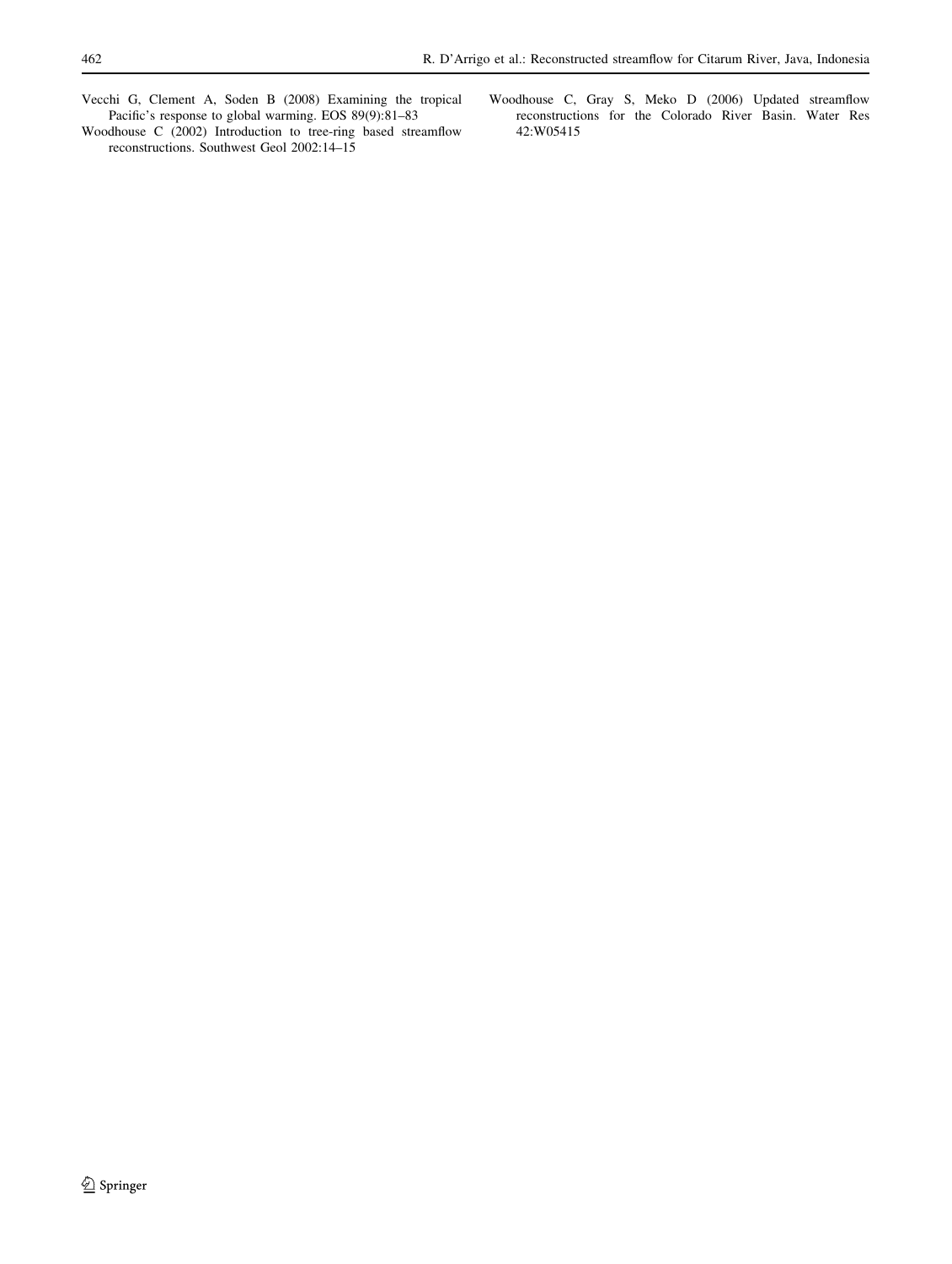Vecchi G, Clement A, Soden B (2008) Examining the tropical Pacific's response to global warming. EOS 89(9):81–83

Woodhouse C (2002) Introduction to tree-ring based streamflow reconstructions. Southwest Geol 2002:14–15

Woodhouse C, Gray S, Meko D (2006) Updated streamflow reconstructions for the Colorado River Basin. Water Res 42:W05415